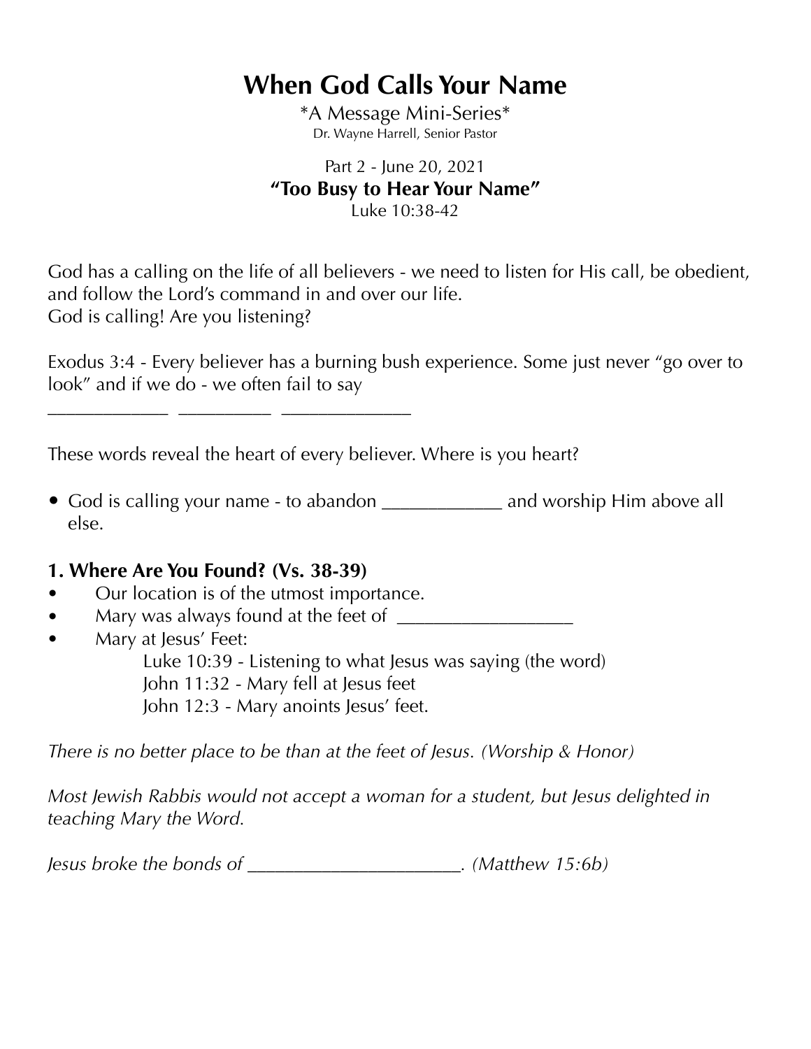# When God Calls Your Name

*A Message Mini-Series*
Dr. Wayne Harrell, Senior Pastor

Part 2 - June 20, 2021
**"Too Busy to Hear Your Name"**
Luke 10:38-42

God has a calling on the life of all believers - we need to listen for His call, be obedient, and follow the Lord's command in and over our life.
God is calling! Are you listening?

Exodus 3:4 - Every believer has a burning bush experience. Some just never "go over to look" and if we do - we often fail to say
____________ _________ _____________

These words reveal the heart of every believer. Where is you heart?

- God is calling your name - to abandon ____________ and worship Him above all else.

### 1. Where Are You Found? (Vs. 38-39)

- Our location is of the utmost importance.
- Mary was always found at the feet of __________________
- Mary at Jesus' Feet:
  - Luke 10:39 - Listening to what Jesus was saying (the word)
  - John 11:32 - Mary fell at Jesus feet
  - John 12:3 - Mary anoints Jesus' feet.

*There is no better place to be than at the feet of Jesus. (Worship & Honor)*

*Most Jewish Rabbis would not accept a woman for a student, but Jesus delighted in teaching Mary the Word.*

*Jesus broke the bonds of ______________________. (Matthew 15:6b)*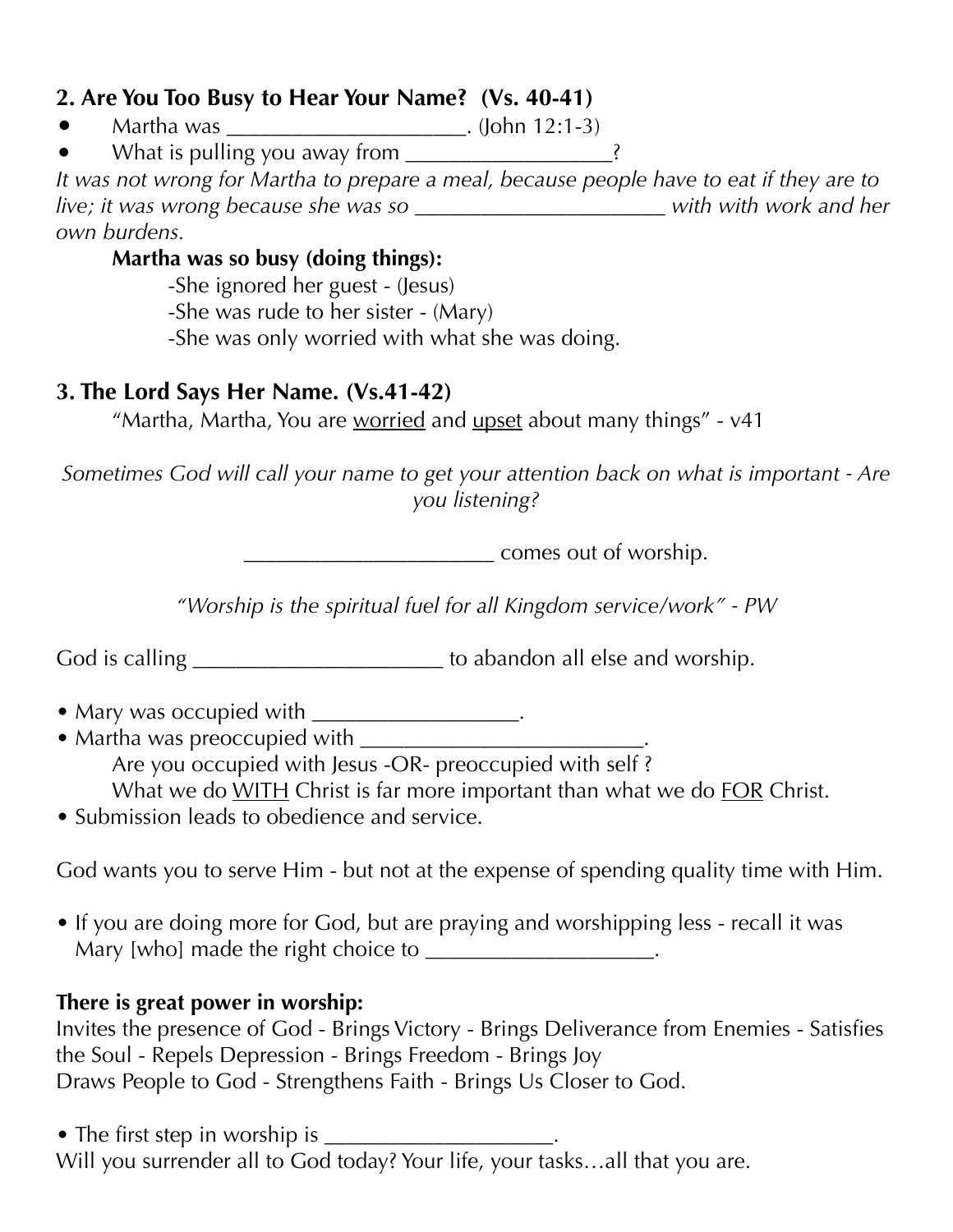## 2. Are You Too Busy to Hear Your Name? (Vs. 40-41)

- Martha was ____________________. (John 12:1-3)
- What is pulling you away from __________________?

*It was not wrong for Martha to prepare a meal, because people have to eat if they are to live; it was wrong because she was so _____________________ with with work and her own burdens.*

**Martha was so busy (doing things):**

-She ignored her guest - (Jesus)
-She was rude to her sister - (Mary)
-She was only worried with what she was doing.

## 3. The Lord Says Her Name. (Vs.41-42)

"Martha, Martha, You are <u>worried</u> and <u>upset</u> about many things" - v41

*Sometimes God will call your name to get your attention back on what is important - Are you listening?*

_____________________ comes out of worship.

*"Worship is the spiritual fuel for all Kingdom service/work" - PW*

God is calling _____________________ to abandon all else and worship.

- Mary was occupied with _________________.
- Martha was preoccupied with ________________________.
  Are you occupied with Jesus -OR- preoccupied with self ?
  What we do <u>WITH</u> Christ is far more important than what we do <u>FOR</u> Christ.
- Submission leads to obedience and service.

God wants you to serve Him - but not at the expense of spending quality time with Him.

- If you are doing more for God, but are praying and worshipping less - recall it was Mary [who] made the right choice to ___________________.

**There is great power in worship:**
Invites the presence of God - Brings Victory - Brings Deliverance from Enemies - Satisfies the Soul - Repels Depression - Brings Freedom - Brings Joy
Draws People to God - Strengthens Faith - Brings Us Closer to God.

- The first step in worship is ___________________.

Will you surrender all to God today? Your life, your tasks…all that you are.